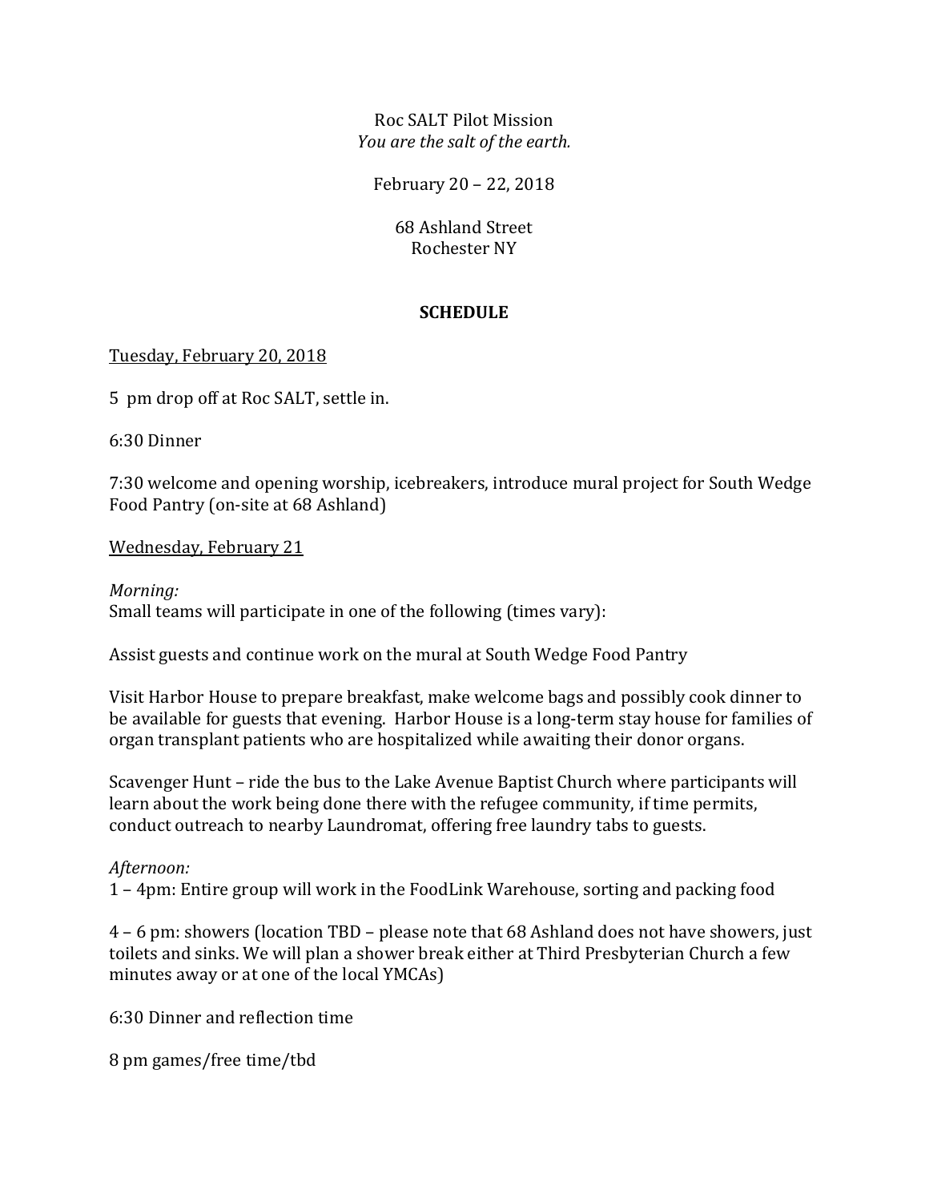Roc SALT Pilot Mission

*You are the salt of the earth.*

February 20 – 22, 2018

68 Ashland Street
Rochester NY

**SCHEDULE**

<u>Tuesday, February 20, 2018</u>

5 pm drop off at Roc SALT, settle in.

6:30 Dinner

7:30 welcome and opening worship, icebreakers, introduce mural project for South Wedge Food Pantry (on-site at 68 Ashland)

<u>Wednesday, February 21</u>

*Morning:*
Small teams will participate in one of the following (times vary):

Assist guests and continue work on the mural at South Wedge Food Pantry

Visit Harbor House to prepare breakfast, make welcome bags and possibly cook dinner to be available for guests that evening. Harbor House is a long-term stay house for families of organ transplant patients who are hospitalized while awaiting their donor organs.

Scavenger Hunt – ride the bus to the Lake Avenue Baptist Church where participants will learn about the work being done there with the refugee community, if time permits, conduct outreach to nearby Laundromat, offering free laundry tabs to guests.

*Afternoon:*
1 – 4pm: Entire group will work in the FoodLink Warehouse, sorting and packing food

4 – 6 pm: showers (location TBD – please note that 68 Ashland does not have showers, just toilets and sinks. We will plan a shower break either at Third Presbyterian Church a few minutes away or at one of the local YMCAs)

6:30 Dinner and reflection time

8 pm games/free time/tbd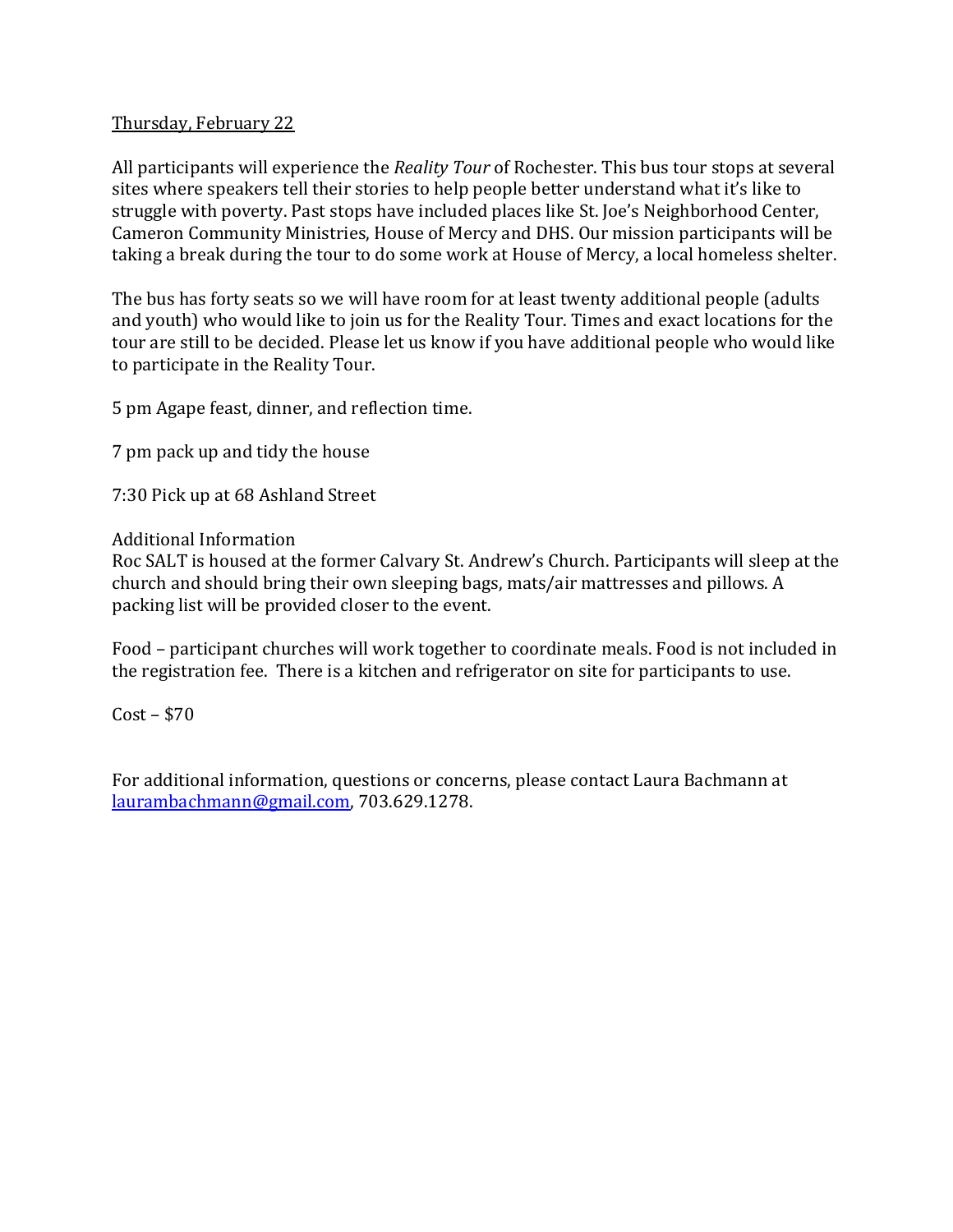Thursday, February 22

All participants will experience the *Reality Tour* of Rochester. This bus tour stops at several sites where speakers tell their stories to help people better understand what it's like to struggle with poverty. Past stops have included places like St. Joe's Neighborhood Center, Cameron Community Ministries, House of Mercy and DHS. Our mission participants will be taking a break during the tour to do some work at House of Mercy, a local homeless shelter.

The bus has forty seats so we will have room for at least twenty additional people (adults and youth) who would like to join us for the Reality Tour. Times and exact locations for the tour are still to be decided. Please let us know if you have additional people who would like to participate in the Reality Tour.

5 pm Agape feast, dinner, and reflection time.

7 pm pack up and tidy the house

7:30 Pick up at 68 Ashland Street

Additional Information
Roc SALT is housed at the former Calvary St. Andrew's Church. Participants will sleep at the church and should bring their own sleeping bags, mats/air mattresses and pillows. A packing list will be provided closer to the event.

Food – participant churches will work together to coordinate meals. Food is not included in the registration fee. There is a kitchen and refrigerator on site for participants to use.

Cost – $70

For additional information, questions or concerns, please contact Laura Bachmann at [laurambachmann@gmail.com](mailto:laurambachmann@gmail.com), 703.629.1278.